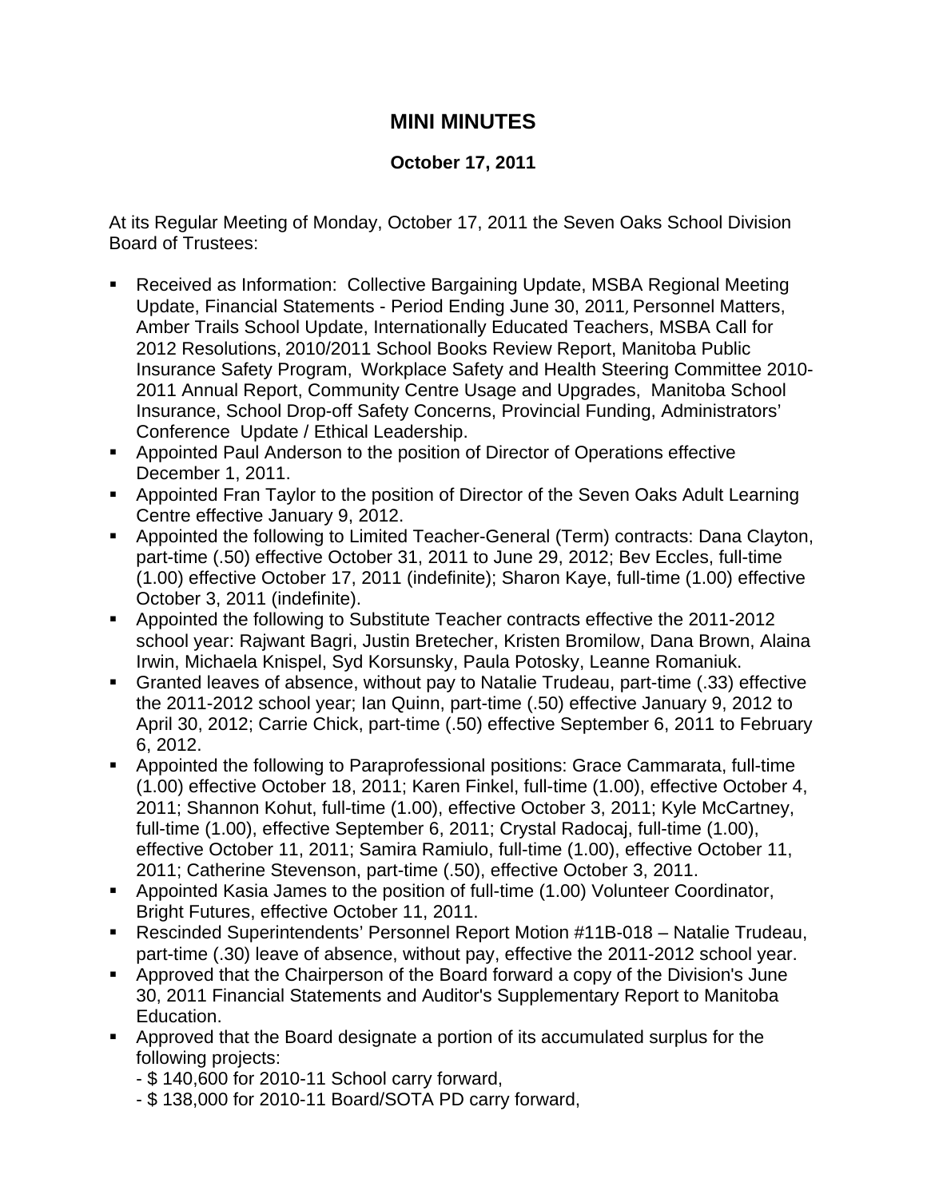# MINI MINUTES

**October 17, 2011**

At its Regular Meeting of Monday, October 17, 2011 the Seven Oaks School Division Board of Trustees:

- Received as Information: Collective Bargaining Update, MSBA Regional Meeting Update, Financial Statements - Period Ending June 30, 2011, Personnel Matters, Amber Trails School Update, Internationally Educated Teachers, MSBA Call for 2012 Resolutions, 2010/2011 School Books Review Report, Manitoba Public Insurance Safety Program, Workplace Safety and Health Steering Committee 2010-2011 Annual Report, Community Centre Usage and Upgrades, Manitoba School Insurance, School Drop-off Safety Concerns, Provincial Funding, Administrators' Conference Update / Ethical Leadership.
- Appointed Paul Anderson to the position of Director of Operations effective December 1, 2011.
- Appointed Fran Taylor to the position of Director of the Seven Oaks Adult Learning Centre effective January 9, 2012.
- Appointed the following to Limited Teacher-General (Term) contracts: Dana Clayton, part-time (.50) effective October 31, 2011 to June 29, 2012; Bev Eccles, full-time (1.00) effective October 17, 2011 (indefinite); Sharon Kaye, full-time (1.00) effective October 3, 2011 (indefinite).
- Appointed the following to Substitute Teacher contracts effective the 2011-2012 school year: Rajwant Bagri, Justin Bretecher, Kristen Bromilow, Dana Brown, Alaina Irwin, Michaela Knispel, Syd Korsunsky, Paula Potosky, Leanne Romaniuk.
- Granted leaves of absence, without pay to Natalie Trudeau, part-time (.33) effective the 2011-2012 school year; Ian Quinn, part-time (.50) effective January 9, 2012 to April 30, 2012; Carrie Chick, part-time (.50) effective September 6, 2011 to February 6, 2012.
- Appointed the following to Paraprofessional positions: Grace Cammarata, full-time (1.00) effective October 18, 2011; Karen Finkel, full-time (1.00), effective October 4, 2011; Shannon Kohut, full-time (1.00), effective October 3, 2011; Kyle McCartney, full-time (1.00), effective September 6, 2011; Crystal Radocaj, full-time (1.00), effective October 11, 2011; Samira Ramiulo, full-time (1.00), effective October 11, 2011; Catherine Stevenson, part-time (.50), effective October 3, 2011.
- Appointed Kasia James to the position of full-time (1.00) Volunteer Coordinator, Bright Futures, effective October 11, 2011.
- Rescinded Superintendents' Personnel Report Motion #11B-018 – Natalie Trudeau, part-time (.30) leave of absence, without pay, effective the 2011-2012 school year.
- Approved that the Chairperson of the Board forward a copy of the Division's June 30, 2011 Financial Statements and Auditor's Supplementary Report to Manitoba Education.
- Approved that the Board designate a portion of its accumulated surplus for the following projects:
  - $ 140,600 for 2010-11 School carry forward,
  - $ 138,000 for 2010-11 Board/SOTA PD carry forward,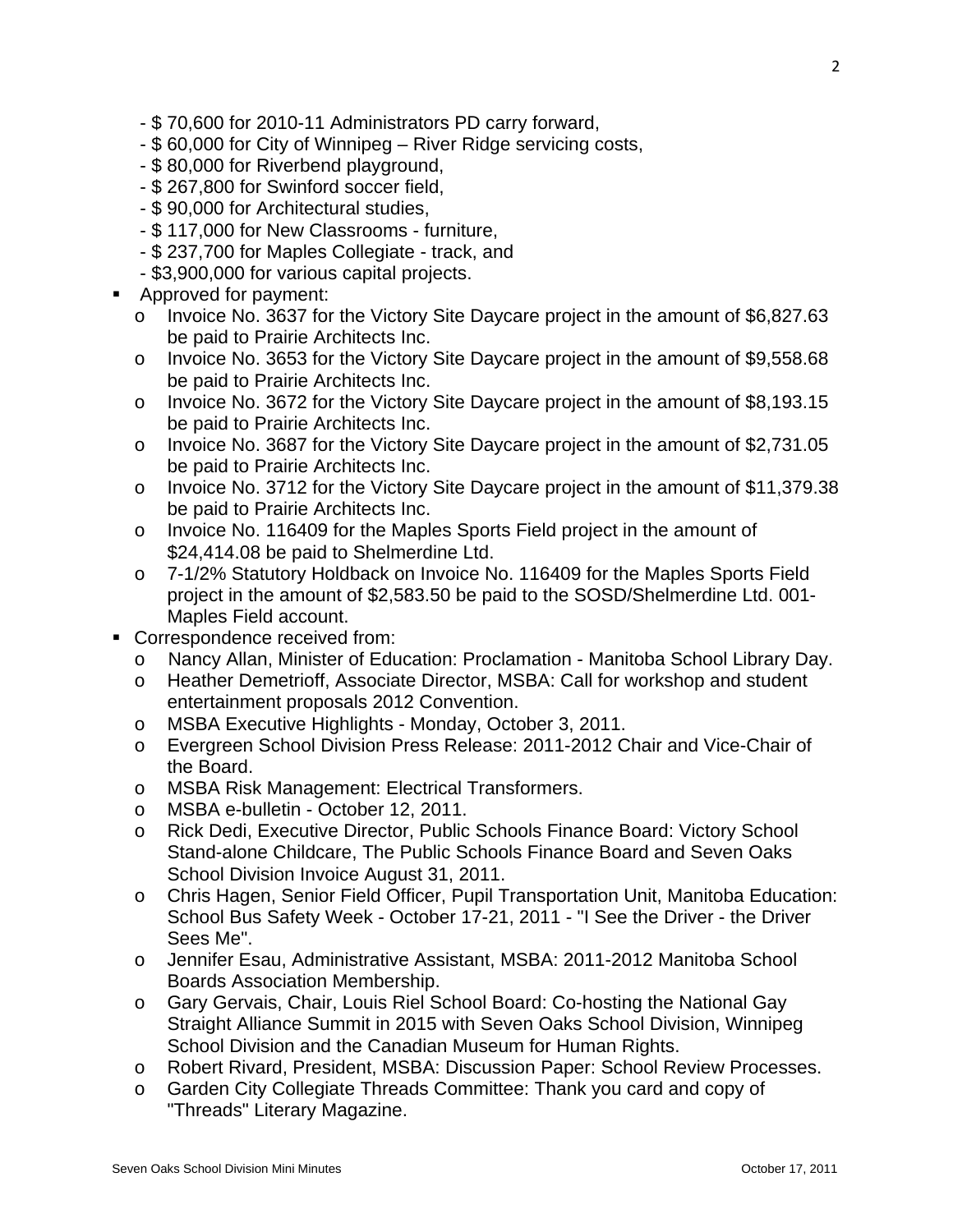- $ 70,600 for 2010-11 Administrators PD carry forward,
- $ 60,000 for City of Winnipeg – River Ridge servicing costs,
- $ 80,000 for Riverbend playground,
- $ 267,800 for Swinford soccer field,
- $ 90,000 for Architectural studies,
- $ 117,000 for New Classrooms - furniture,
- $ 237,700 for Maples Collegiate - track, and
- $3,900,000 for various capital projects.

- Approved for payment:
  - Invoice No. 3637 for the Victory Site Daycare project in the amount of $6,827.63 be paid to Prairie Architects Inc.
  - Invoice No. 3653 for the Victory Site Daycare project in the amount of $9,558.68 be paid to Prairie Architects Inc.
  - Invoice No. 3672 for the Victory Site Daycare project in the amount of $8,193.15 be paid to Prairie Architects Inc.
  - Invoice No. 3687 for the Victory Site Daycare project in the amount of $2,731.05 be paid to Prairie Architects Inc.
  - Invoice No. 3712 for the Victory Site Daycare project in the amount of $11,379.38 be paid to Prairie Architects Inc.
  - Invoice No. 116409 for the Maples Sports Field project in the amount of $24,414.08 be paid to Shelmerdine Ltd.
  - 7-1/2% Statutory Holdback on Invoice No. 116409 for the Maples Sports Field project in the amount of $2,583.50 be paid to the SOSD/Shelmerdine Ltd. 001-Maples Field account.
- Correspondence received from:
  - Nancy Allan, Minister of Education: Proclamation - Manitoba School Library Day.
  - Heather Demetrioff, Associate Director, MSBA: Call for workshop and student entertainment proposals 2012 Convention.
  - MSBA Executive Highlights - Monday, October 3, 2011.
  - Evergreen School Division Press Release: 2011-2012 Chair and Vice-Chair of the Board.
  - MSBA Risk Management: Electrical Transformers.
  - MSBA e-bulletin - October 12, 2011.
  - Rick Dedi, Executive Director, Public Schools Finance Board: Victory School Stand-alone Childcare, The Public Schools Finance Board and Seven Oaks School Division Invoice August 31, 2011.
  - Chris Hagen, Senior Field Officer, Pupil Transportation Unit, Manitoba Education: School Bus Safety Week - October 17-21, 2011 - "I See the Driver - the Driver Sees Me".
  - Jennifer Esau, Administrative Assistant, MSBA: 2011-2012 Manitoba School Boards Association Membership.
  - Gary Gervais, Chair, Louis Riel School Board: Co-hosting the National Gay Straight Alliance Summit in 2015 with Seven Oaks School Division, Winnipeg School Division and the Canadian Museum for Human Rights.
  - Robert Rivard, President, MSBA: Discussion Paper: School Review Processes.
  - Garden City Collegiate Threads Committee: Thank you card and copy of "Threads" Literary Magazine.